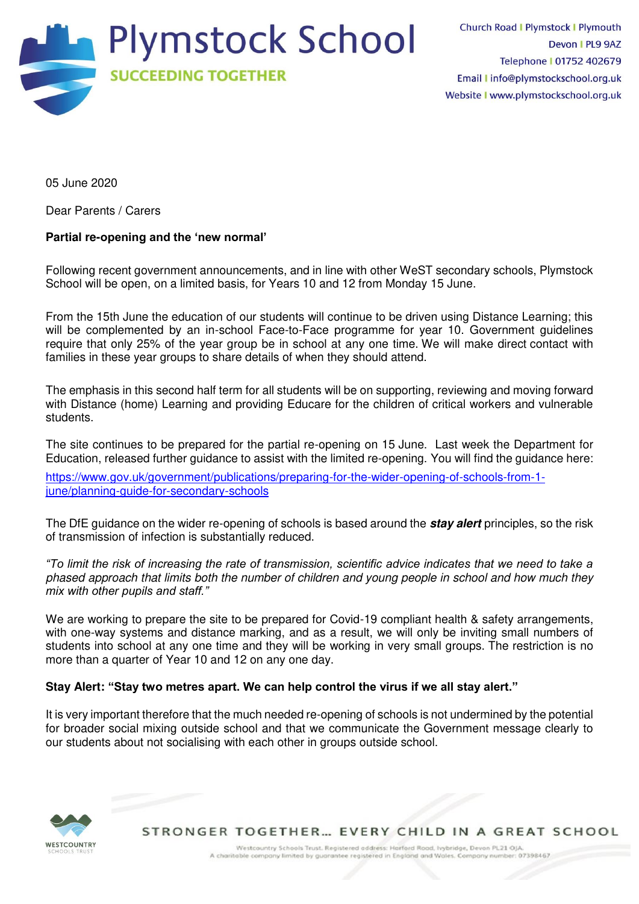# Plymstock School

**SUCCEEDING TOGETHER**

Church Road | Plymstock | Plymouth
Devon | PL9 9AZ
Telephone | 01752 402679
Email | info@plymstockschool.org.uk
Website | www.plymstockschool.org.uk

05 June 2020

Dear Parents / Carers

**Partial re-opening and the 'new normal'**

Following recent government announcements, and in line with other WeST secondary schools, Plymstock School will be open, on a limited basis, for Years 10 and 12 from Monday 15 June.

From the 15th June the education of our students will continue to be driven using Distance Learning; this will be complemented by an in-school Face-to-Face programme for year 10. Government guidelines require that only 25% of the year group be in school at any one time. We will make direct contact with families in these year groups to share details of when they should attend.

The emphasis in this second half term for all students will be on supporting, reviewing and moving forward with Distance (home) Learning and providing Educare for the children of critical workers and vulnerable students.

The site continues to be prepared for the partial re-opening on 15 June. Last week the Department for Education, released further guidance to assist with the limited re-opening. You will find the guidance here:

https://www.gov.uk/government/publications/preparing-for-the-wider-opening-of-schools-from-1-june/planning-guide-for-secondary-schools

The DfE guidance on the wider re-opening of schools is based around the ***stay alert*** principles, so the risk of transmission of infection is substantially reduced.

*"To limit the risk of increasing the rate of transmission, scientific advice indicates that we need to take a phased approach that limits both the number of children and young people in school and how much they mix with other pupils and staff."*

We are working to prepare the site to be prepared for Covid-19 compliant health & safety arrangements, with one-way systems and distance marking, and as a result, we will only be inviting small numbers of students into school at any one time and they will be working in very small groups. The restriction is no more than a quarter of Year 10 and 12 on any one day.

**Stay Alert: "Stay two metres apart. We can help control the virus if we all stay alert."**

It is very important therefore that the much needed re-opening of schools is not undermined by the potential for broader social mixing outside school and that we communicate the Government message clearly to our students about not socialising with each other in groups outside school.

WESTCOUNTRY SCHOOLS TRUST

STRONGER TOGETHER... EVERY CHILD IN A GREAT SCHOOL

Westcountry Schools Trust. Registered address: Harford Road, Ivybridge, Devon PL21 0JA.
A charitable company limited by guarantee registered in England and Wales. Company number: 07398467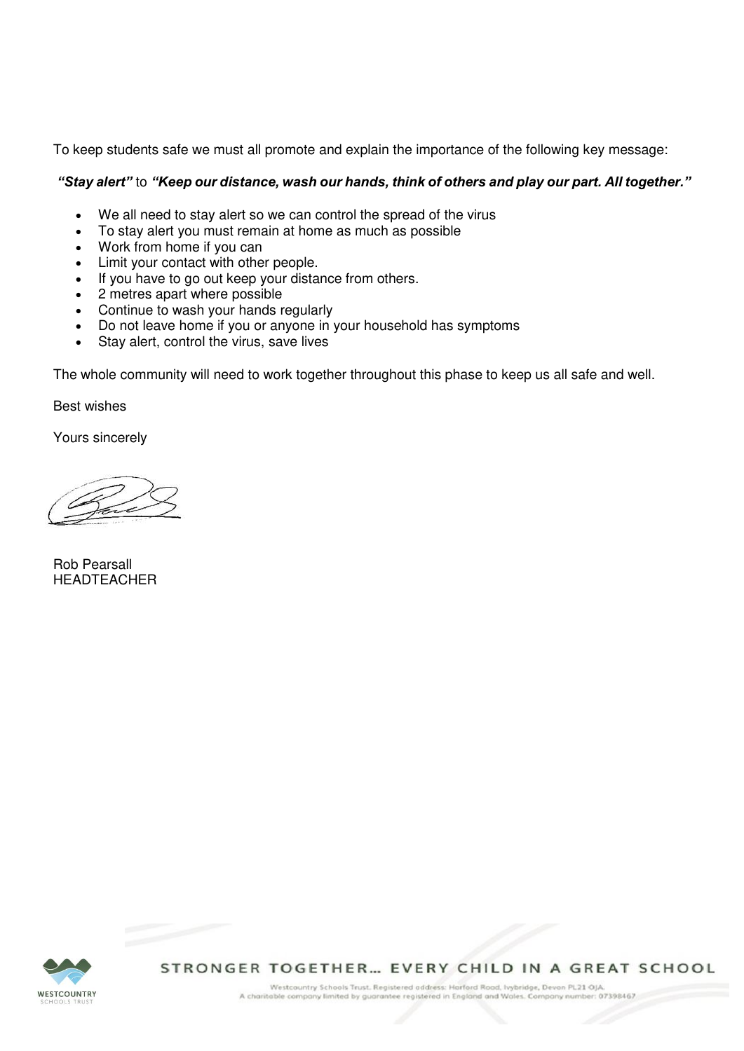To keep students safe we must all promote and explain the importance of the following key message:

***"Stay alert"*** to ***"Keep our distance, wash our hands, think of others and play our part. All together."***

- We all need to stay alert so we can control the spread of the virus
- To stay alert you must remain at home as much as possible
- Work from home if you can
- Limit your contact with other people.
- If you have to go out keep your distance from others.
- 2 metres apart where possible
- Continue to wash your hands regularly
- Do not leave home if you or anyone in your household has symptoms
- Stay alert, control the virus, save lives

The whole community will need to work together throughout this phase to keep us all safe and well.

Best wishes

Yours sincerely

Rob Pearsall
HEADTEACHER